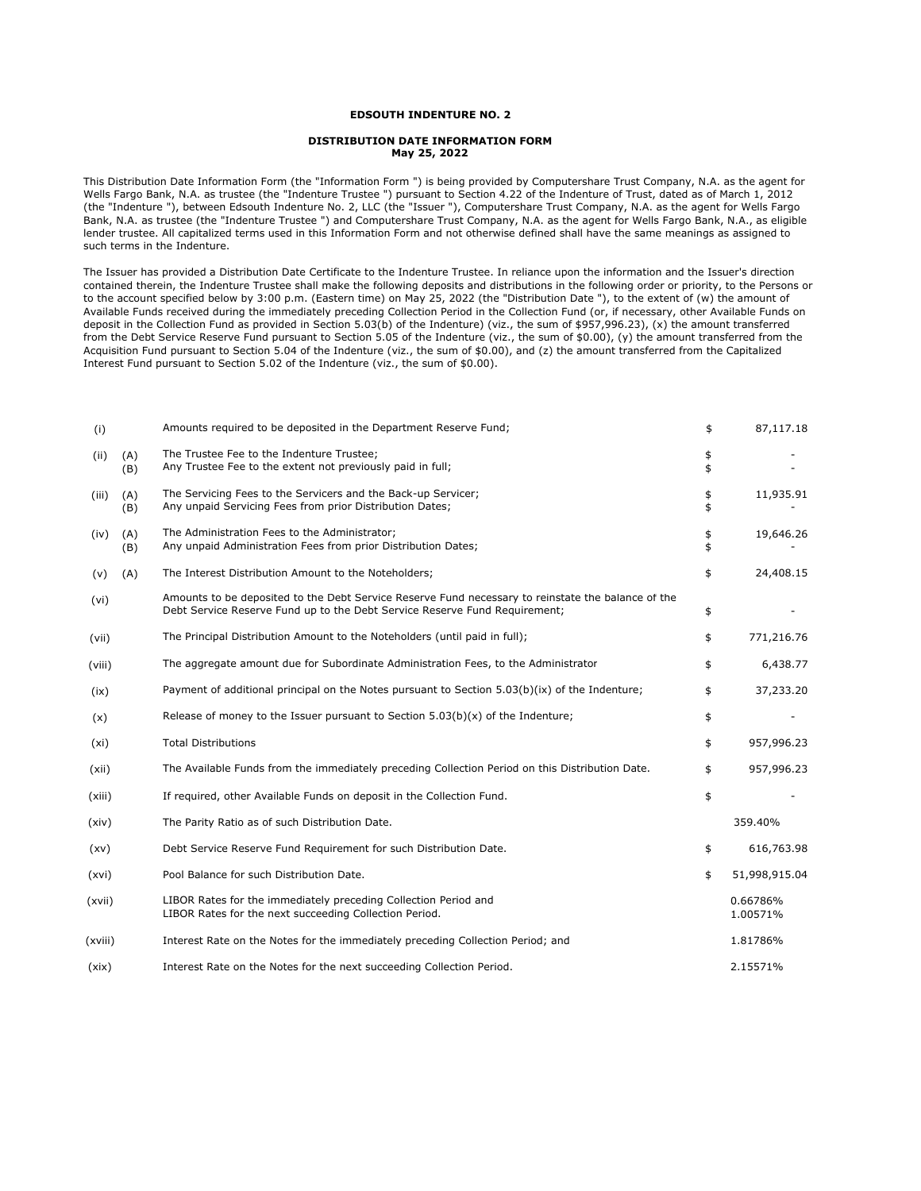# EDSOUTH INDENTURE NO. 2

## DISTRIBUTION DATE INFORMATION FORM
**May 25, 2022**

This Distribution Date Information Form (the "Information Form ") is being provided by Computershare Trust Company, N.A. as the agent for Wells Fargo Bank, N.A. as trustee (the "Indenture Trustee ") pursuant to Section 4.22 of the Indenture of Trust, dated as of March 1, 2012 (the "Indenture "), between Edsouth Indenture No. 2, LLC (the "Issuer "), Computershare Trust Company, N.A. as the agent for Wells Fargo Bank, N.A. as trustee (the "Indenture Trustee ") and Computershare Trust Company, N.A. as the agent for Wells Fargo Bank, N.A., as eligible lender trustee. All capitalized terms used in this Information Form and not otherwise defined shall have the same meanings as assigned to such terms in the Indenture.

The Issuer has provided a Distribution Date Certificate to the Indenture Trustee. In reliance upon the information and the Issuer's direction contained therein, the Indenture Trustee shall make the following deposits and distributions in the following order or priority, to the Persons or to the account specified below by 3:00 p.m. (Eastern time) on May 25, 2022 (the "Distribution Date "), to the extent of (w) the amount of Available Funds received during the immediately preceding Collection Period in the Collection Fund (or, if necessary, other Available Funds on deposit in the Collection Fund as provided in Section 5.03(b) of the Indenture) (viz., the sum of $957,996.23), (x) the amount transferred from the Debt Service Reserve Fund pursuant to Section 5.05 of the Indenture (viz., the sum of $0.00), (y) the amount transferred from the Acquisition Fund pursuant to Section 5.04 of the Indenture (viz., the sum of $0.00), and (z) the amount transferred from the Capitalized Interest Fund pursuant to Section 5.02 of the Indenture (viz., the sum of $0.00).

| | | | | |
|---|---|---|---|---|
| (i) | | Amounts required to be deposited in the Department Reserve Fund; | $ | 87,117.18 |
| (ii) | (A) | The Trustee Fee to the Indenture Trustee; | $ | - |
| | (B) | Any Trustee Fee to the extent not previously paid in full; | $ | - |
| (iii) | (A) | The Servicing Fees to the Servicers and the Back-up Servicer; | $ | 11,935.91 |
| | (B) | Any unpaid Servicing Fees from prior Distribution Dates; | $ | - |
| (iv) | (A) | The Administration Fees to the Administrator; | $ | 19,646.26 |
| | (B) | Any unpaid Administration Fees from prior Distribution Dates; | $ | - |
| (v) | (A) | The Interest Distribution Amount to the Noteholders; | $ | 24,408.15 |
| (vi) | | Amounts to be deposited to the Debt Service Reserve Fund necessary to reinstate the balance of the Debt Service Reserve Fund up to the Debt Service Reserve Fund Requirement; | $ | - |
| (vii) | | The Principal Distribution Amount to the Noteholders (until paid in full); | $ | 771,216.76 |
| (viii) | | The aggregate amount due for Subordinate Administration Fees, to the Administrator | $ | 6,438.77 |
| (ix) | | Payment of additional principal on the Notes pursuant to Section 5.03(b)(ix) of the Indenture; | $ | 37,233.20 |
| (x) | | Release of money to the Issuer pursuant to Section 5.03(b)(x) of the Indenture; | $ | - |
| (xi) | | Total Distributions | $ | 957,996.23 |
| (xii) | | The Available Funds from the immediately preceding Collection Period on this Distribution Date. | $ | 957,996.23 |
| (xiii) | | If required, other Available Funds on deposit in the Collection Fund. | $ | - |
| (xiv) | | The Parity Ratio as of such Distribution Date. | | 359.40% |
| (xv) | | Debt Service Reserve Fund Requirement for such Distribution Date. | $ | 616,763.98 |
| (xvi) | | Pool Balance for such Distribution Date. | $ | 51,998,915.04 |
| (xvii) | | LIBOR Rates for the immediately preceding Collection Period and | | 0.66786% |
| | | LIBOR Rates for the next succeeding Collection Period. | | 1.00571% |
| (xviii) | | Interest Rate on the Notes for the immediately preceding Collection Period; and | | 1.81786% |
| (xix) | | Interest Rate on the Notes for the next succeeding Collection Period. | | 2.15571% |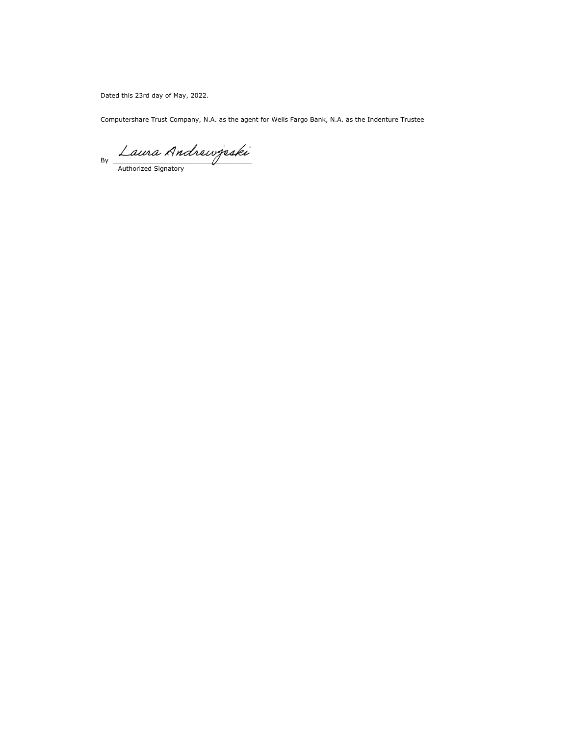Dated this 23rd day of May, 2022.

Computershare Trust Company, N.A. as the agent for Wells Fargo Bank, N.A. as the Indenture Trustee

By Laura Andrewjeski

Authorized Signatory